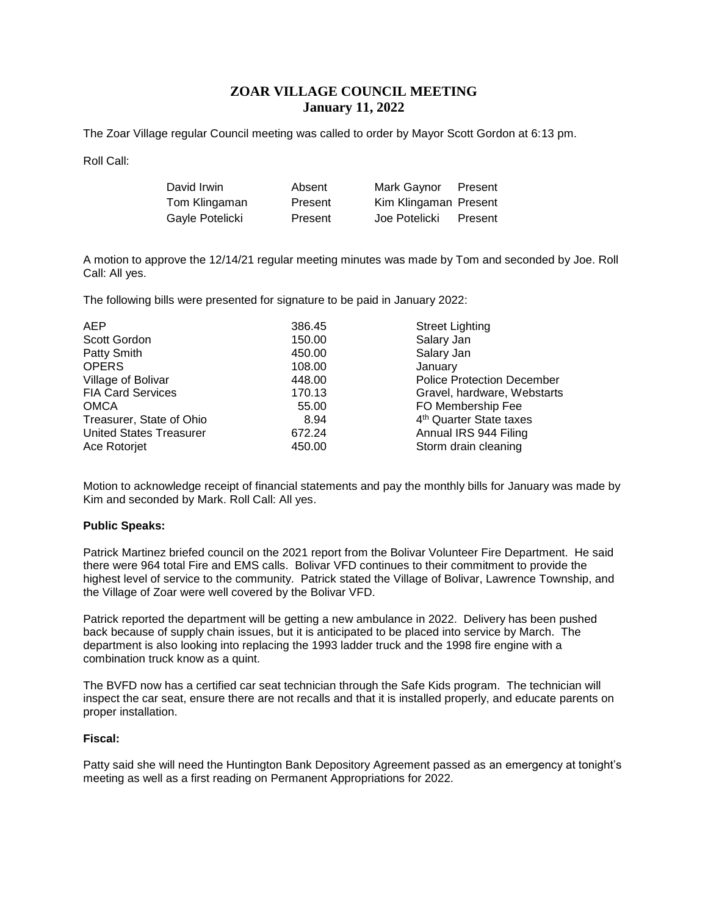# ZOAR VILLAGE COUNCIL MEETING
## January 11, 2022

The Zoar Village regular Council meeting was called to order by Mayor Scott Gordon at 6:13 pm.

Roll Call:

| | | | |
|---|---|---|---|
| David Irwin | Absent | Mark Gaynor | Present |
| Tom Klingaman | Present | Kim Klingaman | Present |
| Gayle Potelicki | Present | Joe Potelicki | Present |

A motion to approve the 12/14/21 regular meeting minutes was made by Tom and seconded by Joe. Roll Call: All yes.

The following bills were presented for signature to be paid in January 2022:

| | | |
|---|---|---|
| AEP | 386.45 | Street Lighting |
| Scott Gordon | 150.00 | Salary Jan |
| Patty Smith | 450.00 | Salary Jan |
| OPERS | 108.00 | January |
| Village of Bolivar | 448.00 | Police Protection December |
| FIA Card Services | 170.13 | Gravel, hardware, Webstarts |
| OMCA | 55.00 | FO Membership Fee |
| Treasurer, State of Ohio | 8.94 | 4th Quarter State taxes |
| United States Treasurer | 672.24 | Annual IRS 944 Filing |
| Ace Rotorjet | 450.00 | Storm drain cleaning |

Motion to acknowledge receipt of financial statements and pay the monthly bills for January was made by Kim and seconded by Mark. Roll Call: All yes.

**Public Speaks:**

Patrick Martinez briefed council on the 2021 report from the Bolivar Volunteer Fire Department. He said there were 964 total Fire and EMS calls. Bolivar VFD continues to their commitment to provide the highest level of service to the community. Patrick stated the Village of Bolivar, Lawrence Township, and the Village of Zoar were well covered by the Bolivar VFD.

Patrick reported the department will be getting a new ambulance in 2022. Delivery has been pushed back because of supply chain issues, but it is anticipated to be placed into service by March. The department is also looking into replacing the 1993 ladder truck and the 1998 fire engine with a combination truck know as a quint.

The BVFD now has a certified car seat technician through the Safe Kids program. The technician will inspect the car seat, ensure there are not recalls and that it is installed properly, and educate parents on proper installation.

**Fiscal:**

Patty said she will need the Huntington Bank Depository Agreement passed as an emergency at tonight's meeting as well as a first reading on Permanent Appropriations for 2022.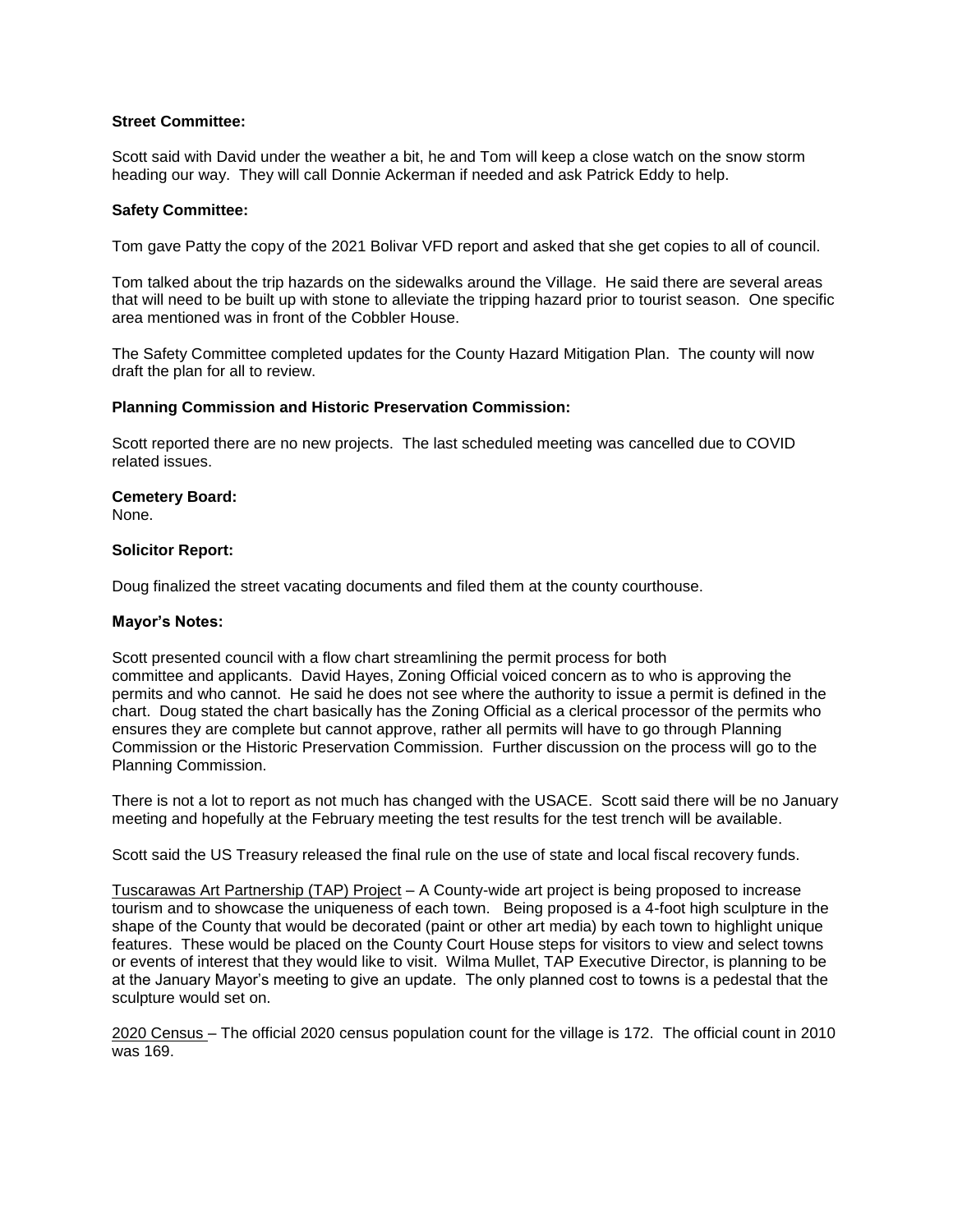**Street Committee:**

Scott said with David under the weather a bit, he and Tom will keep a close watch on the snow storm heading our way. They will call Donnie Ackerman if needed and ask Patrick Eddy to help.

**Safety Committee:**

Tom gave Patty the copy of the 2021 Bolivar VFD report and asked that she get copies to all of council.

Tom talked about the trip hazards on the sidewalks around the Village. He said there are several areas that will need to be built up with stone to alleviate the tripping hazard prior to tourist season. One specific area mentioned was in front of the Cobbler House.

The Safety Committee completed updates for the County Hazard Mitigation Plan. The county will now draft the plan for all to review.

**Planning Commission and Historic Preservation Commission:**

Scott reported there are no new projects. The last scheduled meeting was cancelled due to COVID related issues.

**Cemetery Board:**
None.

**Solicitor Report:**

Doug finalized the street vacating documents and filed them at the county courthouse.

**Mayor's Notes:**

Scott presented council with a flow chart streamlining the permit process for both committee and applicants. David Hayes, Zoning Official voiced concern as to who is approving the permits and who cannot. He said he does not see where the authority to issue a permit is defined in the chart. Doug stated the chart basically has the Zoning Official as a clerical processor of the permits who ensures they are complete but cannot approve, rather all permits will have to go through Planning Commission or the Historic Preservation Commission. Further discussion on the process will go to the Planning Commission.

There is not a lot to report as not much has changed with the USACE. Scott said there will be no January meeting and hopefully at the February meeting the test results for the test trench will be available.

Scott said the US Treasury released the final rule on the use of state and local fiscal recovery funds.

Tuscarawas Art Partnership (TAP) Project – A County-wide art project is being proposed to increase tourism and to showcase the uniqueness of each town. Being proposed is a 4-foot high sculpture in the shape of the County that would be decorated (paint or other art media) by each town to highlight unique features. These would be placed on the County Court House steps for visitors to view and select towns or events of interest that they would like to visit. Wilma Mullet, TAP Executive Director, is planning to be at the January Mayor's meeting to give an update. The only planned cost to towns is a pedestal that the sculpture would set on.

2020 Census – The official 2020 census population count for the village is 172. The official count in 2010 was 169.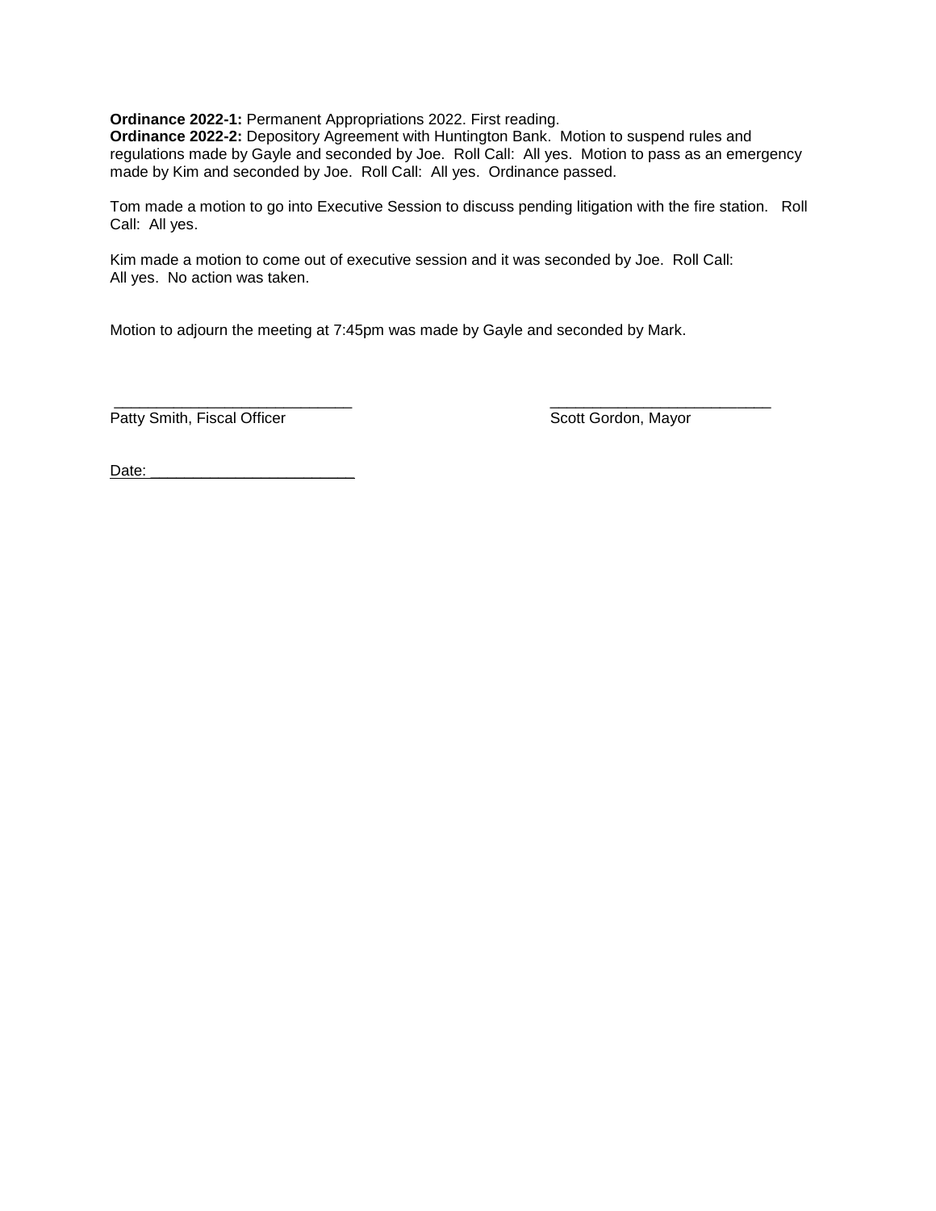**Ordinance 2022-1:** Permanent Appropriations 2022. First reading.
**Ordinance 2022-2:** Depository Agreement with Huntington Bank. Motion to suspend rules and regulations made by Gayle and seconded by Joe. Roll Call: All yes. Motion to pass as an emergency made by Kim and seconded by Joe. Roll Call: All yes. Ordinance passed.

Tom made a motion to go into Executive Session to discuss pending litigation with the fire station. Roll Call: All yes.

Kim made a motion to come out of executive session and it was seconded by Joe. Roll Call: All yes. No action was taken.

Motion to adjourn the meeting at 7:45pm was made by Gayle and seconded by Mark.

\_\_\_\_\_\_\_\_\_\_\_\_\_\_\_\_\_\_\_\_\_\_\_\_\_\_\_\_
Patty Smith, Fiscal Officer

\_\_\_\_\_\_\_\_\_\_\_\_\_\_\_\_\_\_\_\_\_\_\_\_\_\_\_\_
Scott Gordon, Mayor

Date: \_\_\_\_\_\_\_\_\_\_\_\_\_\_\_\_\_\_\_\_\_\_\_\_